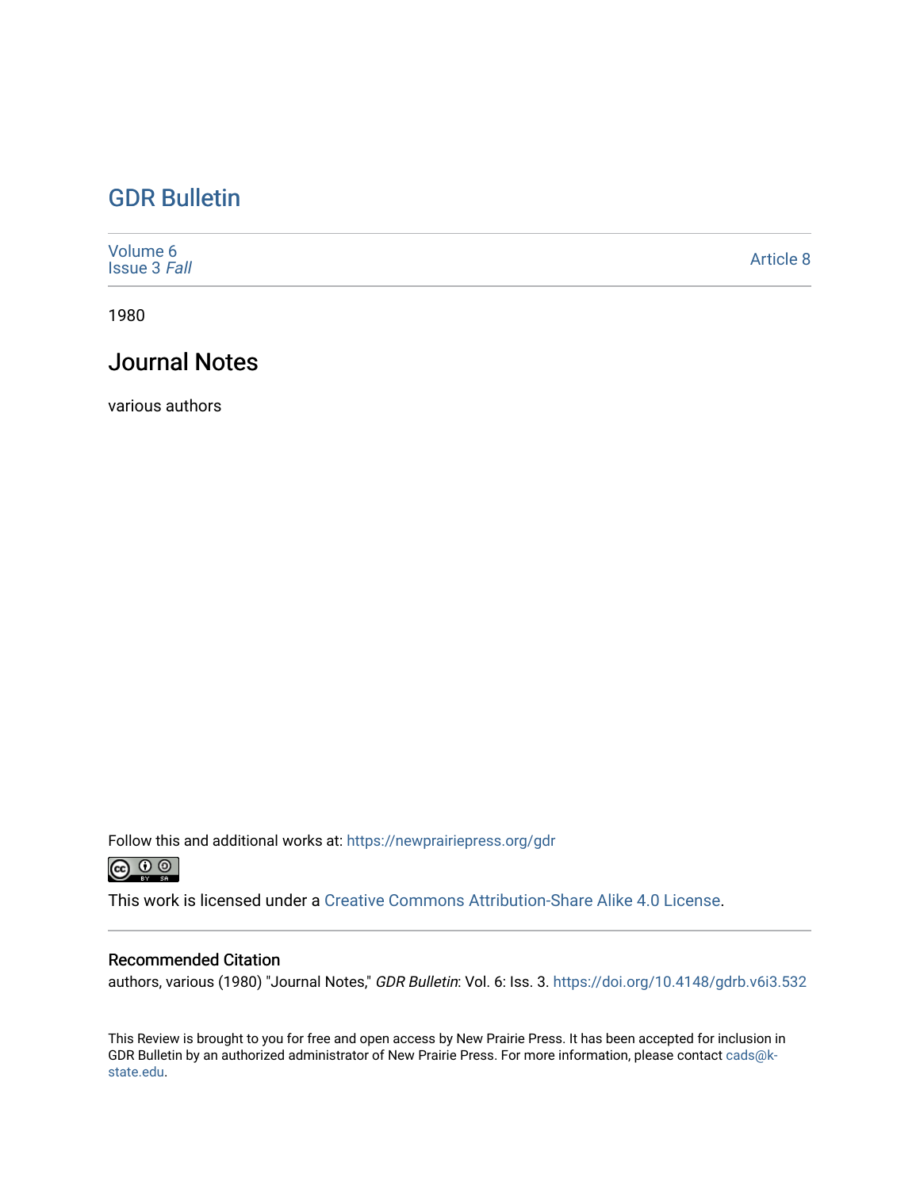# GDR Bulletin

Volume 6
Issue 3 *Fall*

Article 8

1980

## Journal Notes

various authors

Follow this and additional works at: https://newprairiepress.org/gdr

This work is licensed under a Creative Commons Attribution-Share Alike 4.0 License.

### Recommended Citation

authors, various (1980) "Journal Notes," *GDR Bulletin*: Vol. 6: Iss. 3. https://doi.org/10.4148/gdrb.v6i3.532

This Review is brought to you for free and open access by New Prairie Press. It has been accepted for inclusion in GDR Bulletin by an authorized administrator of New Prairie Press. For more information, please contact cads@k-state.edu.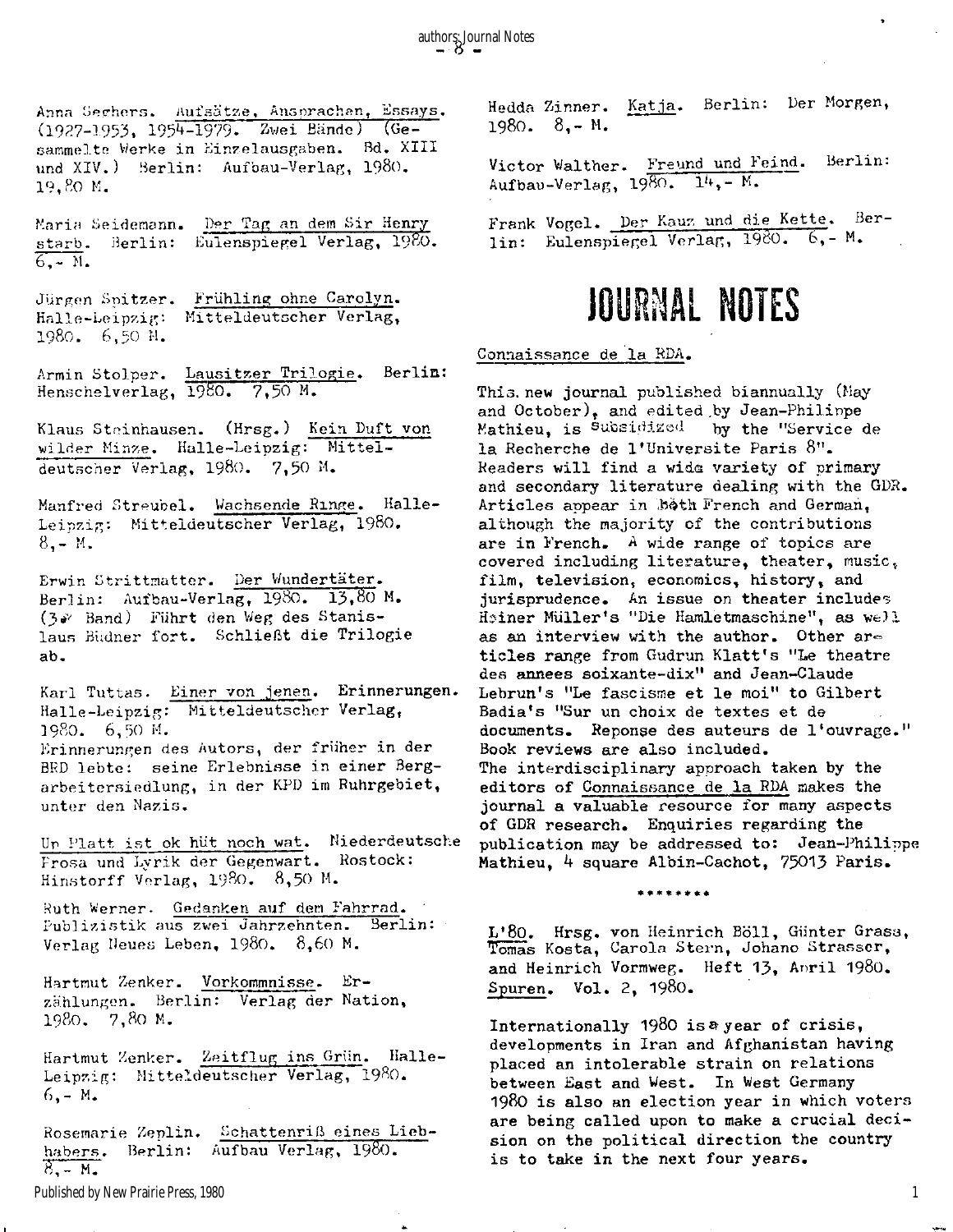Anna Seghers. Aufsätze, Ansprachen, Essays. (1927-1953, 1954-1979. Zwei Bände) (Gesammelte Werke in Einzelausgaben. Bd. XIII und XIV.) Berlin: Aufbau-Verlag, 1980. 19,80 M.

Maria Seidemann. Der Tag an dem Sir Henry starb. Berlin: Eulenspiegel Verlag, 1980. 6,- M.

Jürgen Spitzer. Frühling ohne Carolyn. Halle-Leipzig: Mitteldeutscher Verlag, 1980. 6,50 M.

Armin Stolper. Lausitzer Trilogie. Berlin: Henschelverlag, 1980. 7,50 M.

Klaus Steinhausen. (Hrsg.) Kein Duft von wilder Minze. Halle-Leipzig: Mitteldeutscher Verlag, 1980. 7,50 M.

Manfred Streubel. Wachsende Ringe. Halle-Leipzig: Mitteldeutscher Verlag, 1980. 8,- M.

Erwin Strittmatter. Der Wundertäter. Berlin: Aufbau-Verlag, 1980. 13,80 M. (3. Band) Führt den Weg des Stanislaus Büdner fort. Schließt die Trilogie ab.

Karl Tuttas. Einer von jenen. Erinnerungen. Halle-Leipzig: Mitteldeutscher Verlag, 1980. 6,50 M.
Erinnerungen des Autors, der früher in der BRD lebte: seine Erlebnisse in einer Bergarbeitersiedlung, in der KPD im Ruhrgebiet, unter den Nazis.

Up Platt ist ok hüt noch wat. Niederdeutsche Prosa und Lyrik der Gegenwart. Rostock: Hinstorff Verlag, 1980. 8,50 M.

Ruth Werner. Gedanken auf dem Fahrrad. Publizistik aus zwei Jahrzehnten. Berlin: Verlag Neues Leben, 1980. 8,60 M.

Hartmut Zenker. Vorkommnisse. Erzählungen. Berlin: Verlag der Nation, 1980. 7,80 M.

Hartmut Zenker. Zeitflug ins Grün. Halle-Leipzig: Mitteldeutscher Verlag, 1980. 6,- M.

Rosemarie Zeplin. Schattenriß eines Liebhabers. Berlin: Aufbau Verlag, 1980. 8,- M.

Hedda Zinner. Katja. Berlin: Der Morgen, 1980. 8,- M.

Victor Walther. Freund und Feind. Berlin: Aufbau-Verlag, 1980. 14,- M.

Frank Vogel. Der Kauz und die Kette. Berlin: Eulenspiegel Verlag, 1980. 6,- M.

# JOURNAL NOTES

Connaissance de la RDA.

This new journal published biannually (May and October), and edited by Jean-Philippe Mathieu, is subsidized by the "Service de la Recherche de l'Universite Paris 8". Readers will find a wide variety of primary and secondary literature dealing with the GDR. Articles appear in both French and German, although the majority of the contributions are in French. A wide range of topics are covered including literature, theater, music, film, television, economics, history, and jurisprudence. An issue on theater includes Heiner Müller's "Die Hamletmaschine", as well as an interview with the author. Other articles range from Gudrun Klatt's "Le theatre des annees soixante-dix" and Jean-Claude Lebrun's "Le fascisme et le moi" to Gilbert Badia's "Sur un choix de textes et de documents. Reponse des auteurs de l'ouvrage." Book reviews are also included.
The interdisciplinary approach taken by the editors of Connaissance de la RDA makes the journal a valuable resource for many aspects of GDR research. Enquiries regarding the publication may be addressed to: Jean-Philippe Mathieu, 4 square Albin-Cachot, 75013 Paris.

********

L'80. Hrsg. von Heinrich Böll, Günter Grass, Tomas Kosta, Carola Stern, Johano Strasser, and Heinrich Vormweg. Heft 13, April 1980.
Spuren. Vol. 2, 1980.

Internationally 1980 is a year of crisis, developments in Iran and Afghanistan having placed an intolerable strain on relations between East and West. In West Germany 1980 is also an election year in which voters are being called upon to make a crucial decision on the political direction the country is to take in the next four years.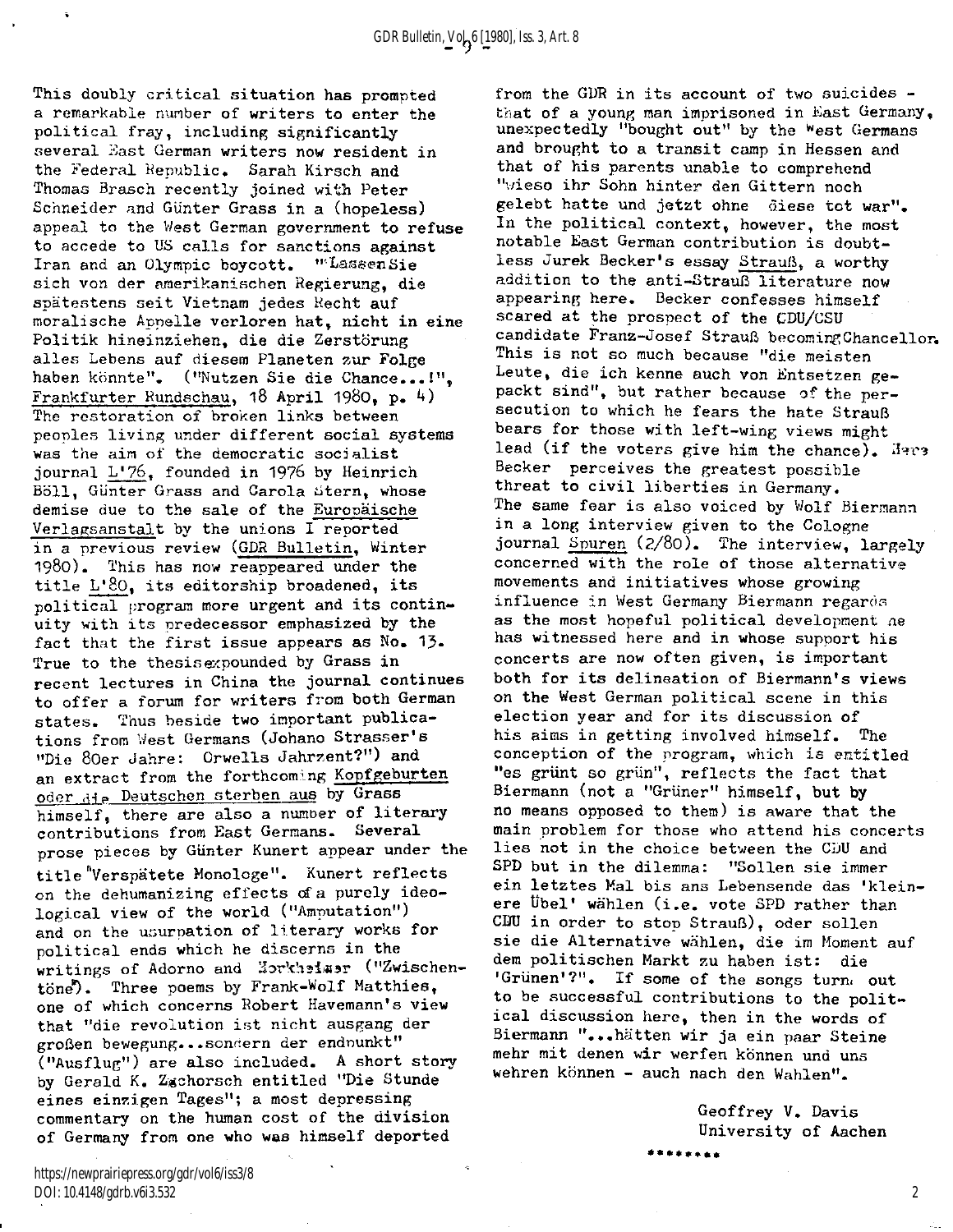This doubly critical situation has prompted a remarkable number of writers to enter the political fray, including significantly several East German writers now resident in the Federal Republic. Sarah Kirsch and Thomas Brasch recently joined with Peter Schneider and Günter Grass in a (hopeless) appeal to the West German government to refuse to accede to US calls for sanctions against Iran and an Olympic boycott. "Lassen Sie sich von der amerikanischen Regierung, die spätestens seit Vietnam jedes Recht auf moralische Appelle verloren hat, nicht in eine Politik hineinziehen, die die Zerstörung alles Lebens auf diesem Planeten zur Folge haben könnte". ("Nutzen Sie die Chance...!", Frankfurter Rundschau, 18 April 1980, p. 4) The restoration of broken links between peoples living under different social systems was the aim of the democratic socialist journal L'76, founded in 1976 by Heinrich Böll, Günter Grass and Carola Stern, whose demise due to the sale of the Europäische Verlagsanstalt by the unions I reported in a previous review (GDR Bulletin, Winter 1980). This has now reappeared under the title L'80, its editorship broadened, its political program more urgent and its continuity with its predecessor emphasized by the fact that the first issue appears as No. 13. True to the thesis expounded by Grass in recent lectures in China the journal continues to offer a forum for writers from both German states. Thus beside two important publications from West Germans (Johano Strasser's "Die 80er Jahre: Orwells Jahrzent?") and an extract from the forthcoming Kopfgeburten oder die Deutschen sterben aus by Grass himself, there are also a number of literary contributions from East Germans. Several prose pieces by Günter Kunert appear under the title "Verspätete Monologe". Kunert reflects on the dehumanizing effects of a purely ideological view of the world ("Amputation") and on the usurpation of literary works for political ends which he discerns in the writings of Adorno and Horkheimer ("Zwischentöne"). Three poems by Frank-Wolf Matthies, one of which concerns Robert Havemann's view that "die revolution ist nicht ausgang der großen bewegung...sondern der endpunkt" ("Ausflug") are also included. A short story by Gerald K. Zschorsch entitled "Die Stunde eines einzigen Tages"; a most depressing commentary on the human cost of the division of Germany from one who was himself deported from the GDR in its account of two suicides - that of a young man imprisoned in East Germany, unexpectedly "bought out" by the West Germans and brought to a transit camp in Hessen and that of his parents unable to comprehend "wieso ihr Sohn hinter den Gittern noch gelebt hatte und jetzt ohne diese tot war". In the political context, however, the most notable East German contribution is doubtless Jurek Becker's essay Strauß, a worthy addition to the anti-Strauß literature now appearing here. Becker confesses himself scared at the prospect of the CDU/CSU candidate Franz-Josef Strauß becoming Chancellor. This is not so much because "die meisten Leute, die ich kenne auch von Entsetzen gepackt sind", but rather because of the persecution to which he fears the hate Strauß bears for those with left-wing views might lead (if the voters give him the chance). Here Becker perceives the greatest possible threat to civil liberties in Germany. The same fear is also voiced by Wolf Biermann in a long interview given to the Cologne journal Spuren (2/80). The interview, largely concerned with the role of those alternative movements and initiatives whose growing influence in West Germany Biermann regards as the most hopeful political development he has witnessed here and in whose support his concerts are now often given, is important both for its delineation of Biermann's views on the West German political scene in this election year and for its discussion of his aims in getting involved himself. The conception of the program, which is entitled "es grünt so grün", reflects the fact that Biermann (not a "Grüner" himself, but by no means opposed to them) is aware that the main problem for those who attend his concerts lies not in the choice between the CDU and SPD but in the dilemma: "Sollen sie immer ein letztes Mal bis ans Lebensende das 'kleinere Übel' wählen (i.e. vote SPD rather than CDU in order to stop Strauß), oder sollen sie die Alternative wählen, die im Moment auf dem politischen Markt zu haben ist: die 'Grünen'?". If some of the songs turn out to be successful contributions to the political discussion here, then in the words of Biermann "...hätten wir ja ein paar Steine mehr mit denen wir werfen können und uns wehren können - auch nach den Wahlen".

Geoffrey V. Davis
University of Aachen

********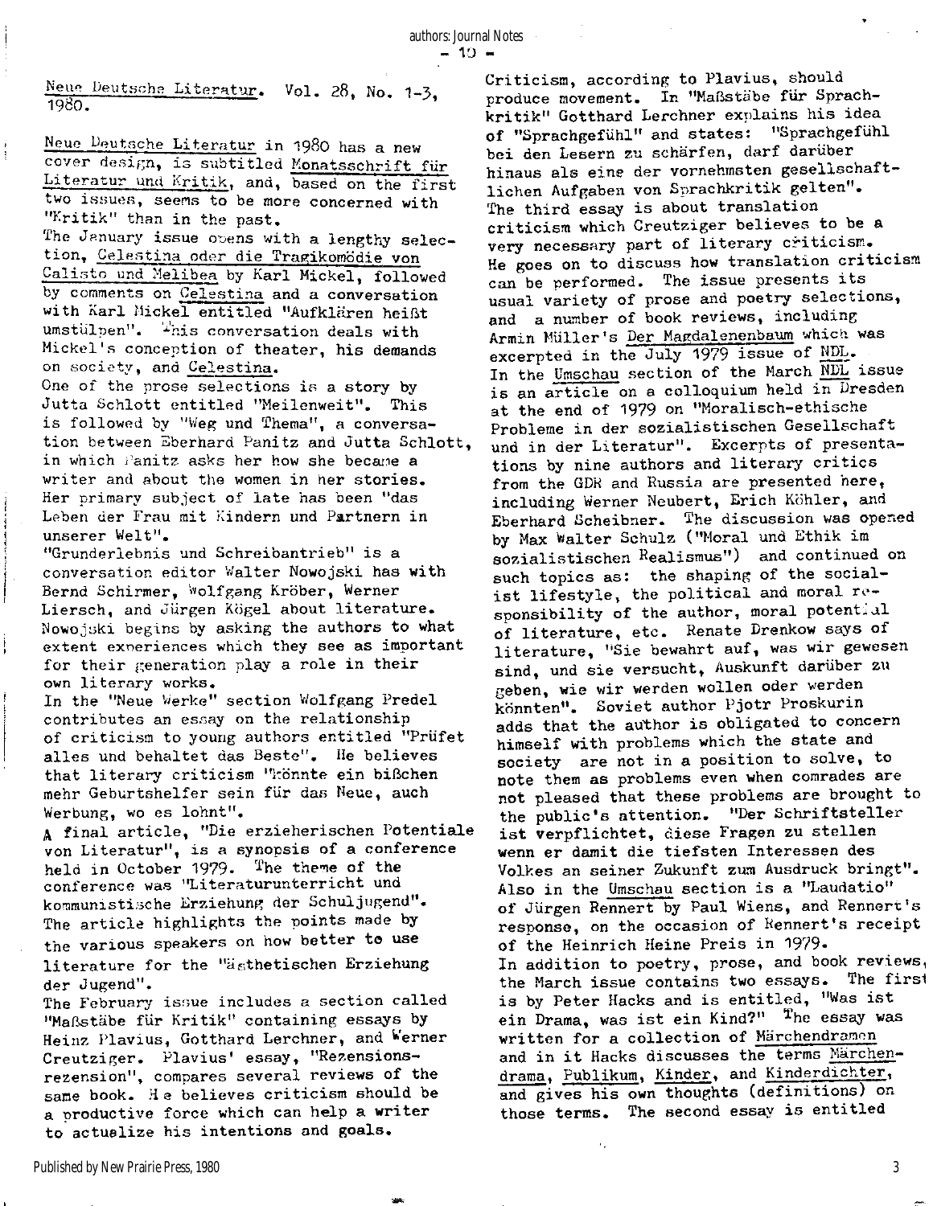Neue Deutsche Literatur. Vol. 28, No. 1-3, 1980.

Neue Deutsche Literatur in 1980 has a new cover design, is subtitled Monatsschrift für Literatur und Kritik, and, based on the first two issues, seems to be more concerned with "Kritik" than in the past.

The January issue opens with a lengthy selection, Celestina oder die Tragikomödie von Calisto und Melibea by Karl Mickel, followed by comments on Celestina and a conversation with Karl Mickel entitled "Aufklären heißt umstülpen". This conversation deals with Mickel's conception of theater, his demands on society, and Celestina.

One of the prose selections is a story by Jutta Schlott entitled "Meilenweit". This is followed by "Weg und Thema", a conversation between Eberhard Panitz and Jutta Schlott, in which Panitz asks her how she became a writer and about the women in her stories. Her primary subject of late has been "das Leben der Frau mit Kindern und Partnern in unserer Welt".

"Grunderlebnis und Schreibantrieb" is a conversation editor Walter Nowojski has with Bernd Schirmer, Wolfgang Kröber, Werner Liersch, and Jürgen Kögel about literature. Nowojski begins by asking the authors to what extent experiences which they see as important for their generation play a role in their own literary works.

In the "Neue Werke" section Wolfgang Predel contributes an essay on the relationship of criticism to young authors entitled "Prüfet alles und behaltet das Beste". He believes that literary criticism "könnte ein bißchen mehr Geburtshelfer sein für das Neue, auch Werbung, wo es lohnt".

A final article, "Die erzieherischen Potentiale von Literatur", is a synopsis of a conference held in October 1979. The theme of the conference was "Literaturunterricht und kommunistische Erziehung der Schuljugend". The article highlights the points made by the various speakers on how better to use literature for the "ästhetischen Erziehung der Jugend".

The February issue includes a section called "Maßstäbe für Kritik" containing essays by Heinz Plavius, Gotthard Lerchner, and Werner Creutziger. Plavius' essay, "Rezensionsrezension", compares several reviews of the same book. He believes criticism should be a productive force which can help a writer to actualize his intentions and goals. Criticism, according to Plavius, should produce movement. In "Maßstäbe für Sprachkritik" Gotthard Lerchner explains his idea of "Sprachgefühl" and states: "Sprachgefühl bei den Lesern zu schärfen, darf darüber hinaus als eine der vornehmsten gesellschaftlichen Aufgaben von Sprachkritik gelten". The third essay is about translation criticism which Creutziger believes to be a very necessary part of literary criticism. He goes on to discuss how translation criticism can be performed. The issue presents its usual variety of prose and poetry selections, and a number of book reviews, including Armin Müller's Der Magdalenenbaum which was excerpted in the July 1979 issue of NDL.

In the Umschau section of the March NDL issue is an article on a colloquium held in Dresden at the end of 1979 on "Moralisch-ethische Probleme in der sozialistischen Gesellschaft und in der Literatur". Excerpts of presentations by nine authors and literary critics from the GDR and Russia are presented here, including Werner Neubert, Erich Köhler, and Eberhard Scheibner. The discussion was opened by Max Walter Schulz ("Moral und Ethik im sozialistischen Realismus") and continued on such topics as: the shaping of the socialist lifestyle, the political and moral responsibility of the author, moral potential of literature, etc. Renate Drenkow says of literature, "Sie bewahrt auf, was wir gewesen sind, und sie versucht, Auskunft darüber zu geben, wie wir werden wollen oder werden könnten". Soviet author Pjotr Proskurin adds that the author is obligated to concern himself with problems which the state and society are not in a position to solve, to note them as problems even when comrades are not pleased that these problems are brought to the public's attention. "Der Schriftsteller ist verpflichtet, diese Fragen zu stellen wenn er damit die tiefsten Interessen des Volkes an seiner Zukunft zum Ausdruck bringt". Also in the Umschau section is a "Laudatio" of Jürgen Rennert by Paul Wiens, and Rennert's response, on the occasion of Rennert's receipt of the Heinrich Heine Preis in 1979.

In addition to poetry, prose, and book reviews, the March issue contains two essays. The first is by Peter Hacks and is entitled, "Was ist ein Drama, was ist ein Kind?" The essay was written for a collection of Märchendramen and in it Hacks discusses the terms Märchendrama, Publikum, Kinder, and Kinderdichter, and gives his own thoughts (definitions) on those terms. The second essay is entitled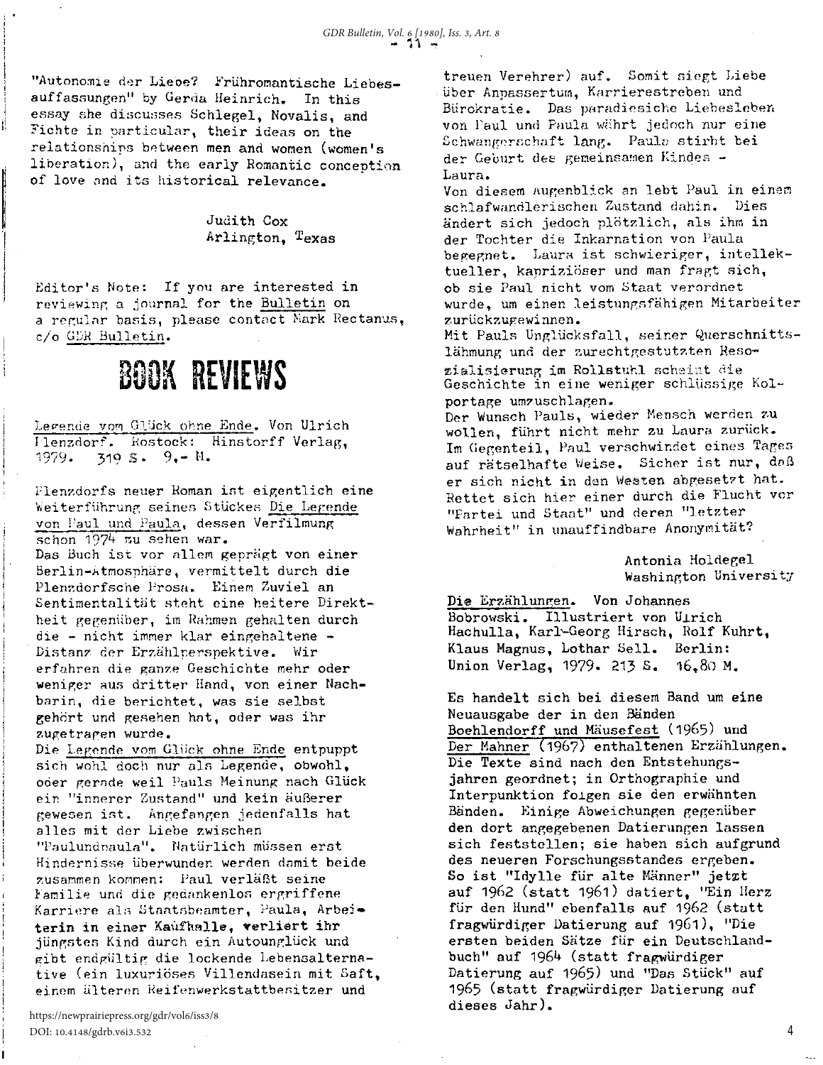"Autonomie der Liebe? Frühromantische Liebesauffassungen" by Gerda Heinrich. In this essay she discusses Schlegel, Novalis, and Fichte in particular, their ideas on the relationships between men and women (women's liberation), and the early Romantic conception of love and its historical relevance.

Judith Cox
Arlington, Texas

Editor's Note: If you are interested in reviewing a journal for the Bulletin on a regular basis, please contact Mark Rectanus, c/o GDR Bulletin.

# BOOK REVIEWS

Legende vom Glück ohne Ende. Von Ulrich Plenzdorf. Rostock: Hinstorff Verlag, 1979. 319 S. 9,- M.

Plenzdorfs neuer Roman ist eigentlich eine Weiterführung seines Stückes Die Legende von Paul und Paula, dessen Verfilmung schon 1974 zu sehen war.
Das Buch ist vor allem geprägt von einer Berlin-Atmosphäre, vermittelt durch die Plenzdorfsche Prosa. Einem Zuviel an Sentimentalität steht eine heitere Direktheit gegenüber, im Rahmen gehalten durch die - nicht immer klar eingehaltene - Distanz der Erzählperspektive. Wir erfahren die ganze Geschichte mehr oder weniger aus dritter Hand, von einer Nachbarin, die berichtet, was sie selbst gehört und gesehen hat, oder was ihr zugetragen wurde.
Die Legende vom Glück ohne Ende entpuppt sich wohl doch nur als Legende, obwohl, oder gerade weil Pauls Meinung nach Glück ein "innerer Zustand" und kein äußerer gewesen ist. Angefangen jedenfalls hat alles mit der Liebe zwischen "Paulundpaula". Natürlich müssen erst Hindernisse überwunden werden damit beide zusammen kommen: Paul verläßt seine Familie und die gedankenlos ergriffene Karriere als Staatsbeamter, Paula, Arbeiterin in einer Kaufhalle, verliert ihr jüngstes Kind durch ein Autounglück und gibt endgültig die lockende Lebensalternative (ein luxuriöses Villendasein mit Saft, einem älteren Reifenwerkstattbesitzer und treuen Verehrer) auf. Somit siegt Liebe über Anpassertum, Karrierestreben und Bürokratie. Das paradiesiche Liebesleben von Paul und Paula währt jedoch nur eine Schwangerschaft lang. Paula stirbt bei der Geburt des gemeinsamen Kindes - Laura.
Von diesem Augenblick an lebt Paul in einem schlafwandlerischen Zustand dahin. Dies ändert sich jedoch plötzlich, als ihm in der Tochter die Inkarnation von Paula begegnet. Laura ist schwieriger, intellektueller, kapriziöser und man fragt sich, ob sie Paul nicht vom Staat verordnet wurde, um einen leistungsfähigen Mitarbeiter zurückzugewinnen.
Mit Pauls Unglücksfall, seiner Querschnittslähmung und der zurechtgestutzten Resozialisierung im Rollstuhl scheint die Geschichte in eine weniger schlüssige Kolportage umzuschlagen.
Der Wunsch Pauls, wieder Mensch werden zu wollen, führt nicht mehr zu Laura zurück. Im Gegenteil, Paul verschwindet eines Tages auf rätselhafte Weise. Sicher ist nur, daß er sich nicht in den Westen abgesetzt hat. Rettet sich hier einer durch die Flucht vor "Partei und Staat" und deren "letzter Wahrheit" in unauffindbare Anonymität?

Antonia Holdegel
Washington University

Die Erzählungen. Von Johannes Bobrowski. Illustriert von Ulrich Hachulla, Karl-Georg Hirsch, Rolf Kuhrt, Klaus Magnus, Lothar Sell. Berlin: Union Verlag, 1979. 213 S. 16,80 M.

Es handelt sich bei diesem Band um eine Neuausgabe der in den Bänden Boehlendorff und Mäusefest (1965) und Der Mahner (1967) enthaltenen Erzählungen. Die Texte sind nach den Entstehungsjahren geordnet; in Orthographie und Interpunktion folgen sie den erwähnten Bänden. Einige Abweichungen gegenüber den dort angegebenen Datierungen lassen sich feststellen; sie haben sich aufgrund des neueren Forschungsstandes ergeben. So ist "Idylle für alte Männer" jetzt auf 1962 (statt 1961) datiert, "Ein Herz für den Hund" ebenfalls auf 1962 (statt fragwürdiger Datierung auf 1961), "Die ersten beiden Sätze für ein Deutschlandbuch" auf 1964 (statt fragwürdiger Datierung auf 1965) und "Das Stück" auf 1965 (statt fragwürdiger Datierung auf dieses Jahr).